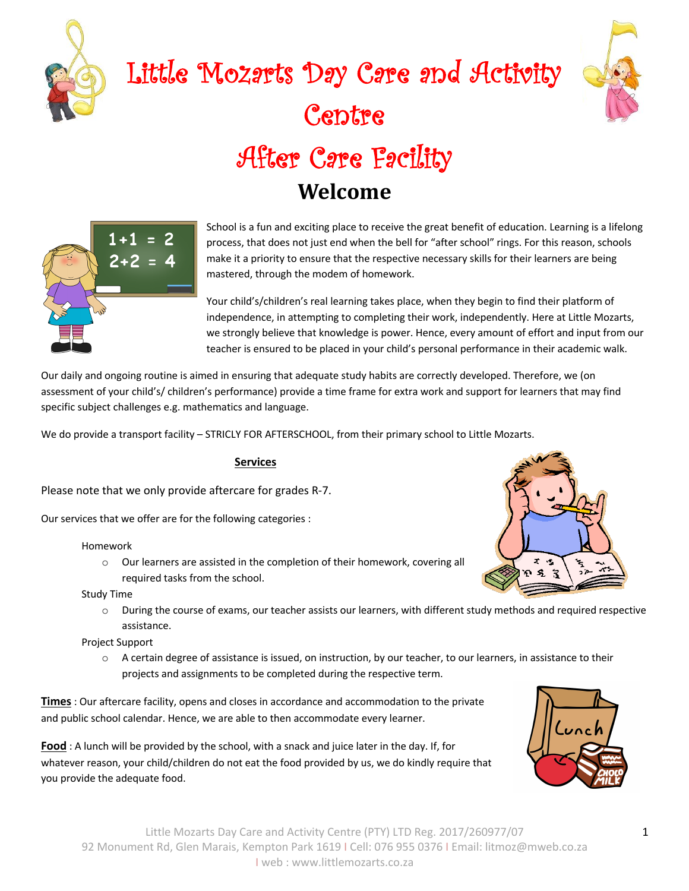# Little Mozarts Day Care and Activity Centre

## After Care Facility

## Welcome

School is a fun and exciting place to receive the great benefit of education. Learning is a lifelong process, that does not just end when the bell for "after school" rings. For this reason, schools make it a priority to ensure that the respective necessary skills for their learners are being mastered, through the modem of homework.

Your child's/children's real learning takes place, when they begin to find their platform of independence, in attempting to completing their work, independently. Here at Little Mozarts, we strongly believe that knowledge is power. Hence, every amount of effort and input from our teacher is ensured to be placed in your child's personal performance in their academic walk.

Our daily and ongoing routine is aimed in ensuring that adequate study habits are correctly developed. Therefore, we (on assessment of your child's/ children's performance) provide a time frame for extra work and support for learners that may find specific subject challenges e.g. mathematics and language.

We do provide a transport facility – STRICLY FOR AFTERSCHOOL, from their primary school to Little Mozarts.

**Services**

Please note that we only provide aftercare for grades R-7.

Our services that we offer are for the following categories :

Homework

- Our learners are assisted in the completion of their homework, covering all required tasks from the school.

Study Time

- During the course of exams, our teacher assists our learners, with different study methods and required respective assistance.

Project Support

- A certain degree of assistance is issued, on instruction, by our teacher, to our learners, in assistance to their projects and assignments to be completed during the respective term.

**Times** : Our aftercare facility, opens and closes in accordance and accommodation to the private and public school calendar. Hence, we are able to then accommodate every learner.

**Food** : A lunch will be provided by the school, with a snack and juice later in the day. If, for whatever reason, your child/children do not eat the food provided by us, we do kindly require that you provide the adequate food.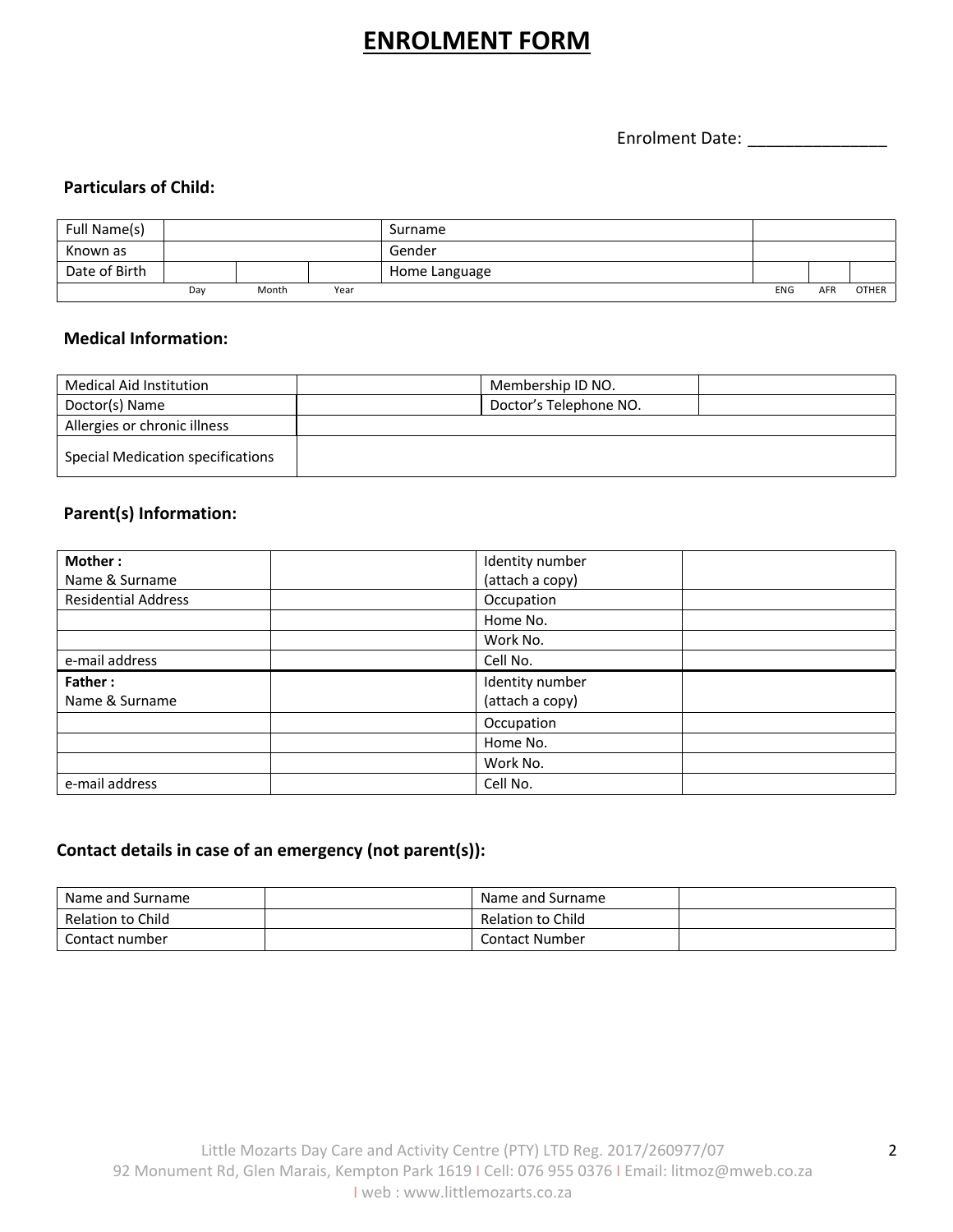# ENROLMENT FORM

Enrolment Date: _______________

**Particulars of Child:**

| | | | | | | | |
|---|---|---|---|---|---|---|---|
| Full Name(s) | | | | Surname | | | |
| Known as | | | | Gender | | | |
| Date of Birth | | | | Home Language | | | |
| | Day | Month | Year | | ENG | AFR | OTHER |

**Medical Information:**

| | | | |
|---|---|---|---|
| Medical Aid Institution | | Membership ID NO. | |
| Doctor(s) Name | | Doctor's Telephone NO. | |
| Allergies or chronic illness | | | |
| Special Medication specifications | | | |

**Parent(s) Information:**

| | | | |
|---|---|---|---|
| **Mother :** Name & Surname | | Identity number (attach a copy) | |
| Residential Address | | Occupation | |
| | | Home No. | |
| | | Work No. | |
| e-mail address | | Cell No. | |
| **Father :** Name & Surname | | Identity number (attach a copy) | |
| | | Occupation | |
| | | Home No. | |
| | | Work No. | |
| e-mail address | | Cell No. | |

**Contact details in case of an emergency (not parent(s)):**

| | | | |
|---|---|---|---|
| Name and Surname | | Name and Surname | |
| Relation to Child | | Relation to Child | |
| Contact number | | Contact Number | |

Little Mozarts Day Care and Activity Centre (PTY) LTD Reg. 2017/260977/07
92 Monument Rd, Glen Marais, Kempton Park 1619 | Cell: 076 955 0376 | Email: litmoz@mweb.co.za
| web : www.littlemozarts.co.za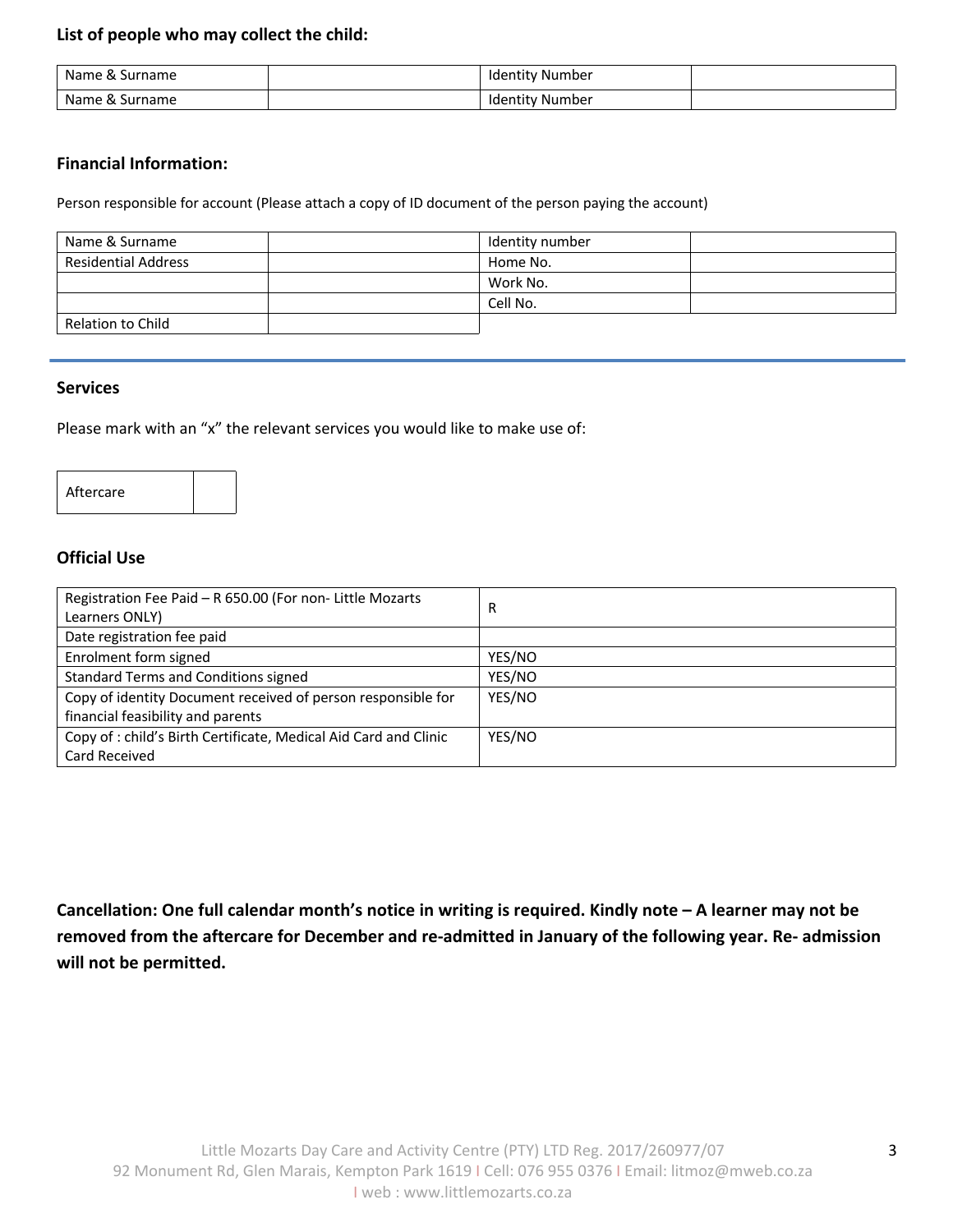**List of people who may collect the child:**

| Name & Surname | | Identity Number | |
|---|---|---|---|
| Name & Surname | | Identity Number | |

**Financial Information:**

Person responsible for account (Please attach a copy of ID document of the person paying the account)

| Name & Surname | | Identity number | |
|---|---|---|---|
| Residential Address | | Home No. | |
| | | Work No. | |
| | | Cell No. | |
| Relation to Child | | | |

---

**Services**

Please mark with an "x" the relevant services you would like to make use of:

| Aftercare | |
|---|---|

**Official Use**

| Registration Fee Paid – R 650.00 (For non- Little Mozarts Learners ONLY) | R |
|---|---|
| Date registration fee paid | |
| Enrolment form signed | YES/NO |
| Standard Terms and Conditions signed | YES/NO |
| Copy of identity Document received of person responsible for financial feasibility and parents | YES/NO |
| Copy of : child's Birth Certificate, Medical Aid Card and Clinic Card Received | YES/NO |

**Cancellation: One full calendar month's notice in writing is required. Kindly note – A learner may not be removed from the aftercare for December and re-admitted in January of the following year. Re- admission will not be permitted.**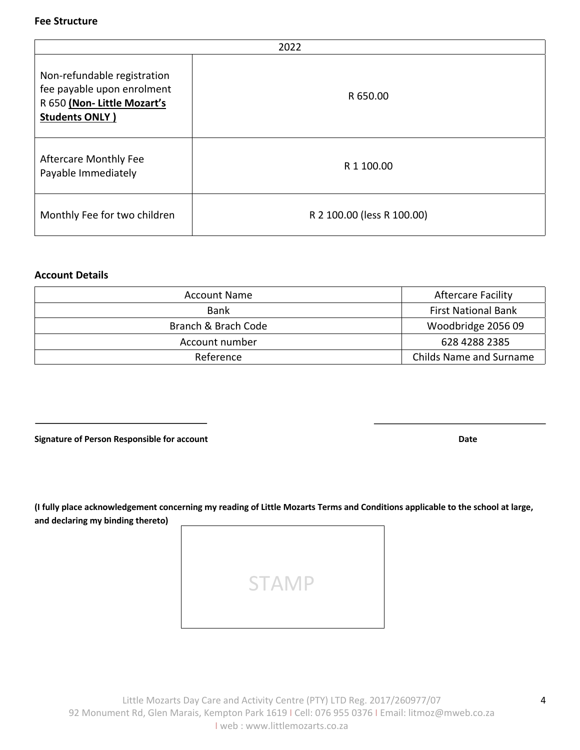**Fee Structure**

| 2022 | |
|---|---|
| Non-refundable registration fee payable upon enrolment R 650 **(Non- Little Mozart's Students ONLY )** | R 650.00 |
| Aftercare Monthly Fee Payable Immediately | R 1 100.00 |
| Monthly Fee for two children | R 2 100.00 (less R 100.00) |

**Account Details**

| Account Name | Aftercare Facility |
|---|---|
| Bank | First National Bank |
| Branch & Brach Code | Woodbridge 2056 09 |
| Account number | 628 4288 2385 |
| Reference | Childs Name and Surname |

\_\_\_\_\_\_\_\_\_\_\_\_\_\_\_\_\_\_\_\_\_\_\_\_\_\_\_\_\_\_\_\_\_\_ \_\_\_\_\_\_\_\_\_\_\_\_\_\_\_\_\_\_\_\_\_\_\_\_\_\_\_\_\_\_\_\_\_\_

**Signature of Person Responsible for account** **Date**

**(I fully place acknowledgement concerning my reading of Little Mozarts Terms and Conditions applicable to the school at large, and declaring my binding thereto)**

STAMP

Little Mozarts Day Care and Activity Centre (PTY) LTD Reg. 2017/260977/07
92 Monument Rd, Glen Marais, Kempton Park 1619 I Cell: 076 955 0376 I Email: litmoz@mweb.co.za
I web : www.littlemozarts.co.za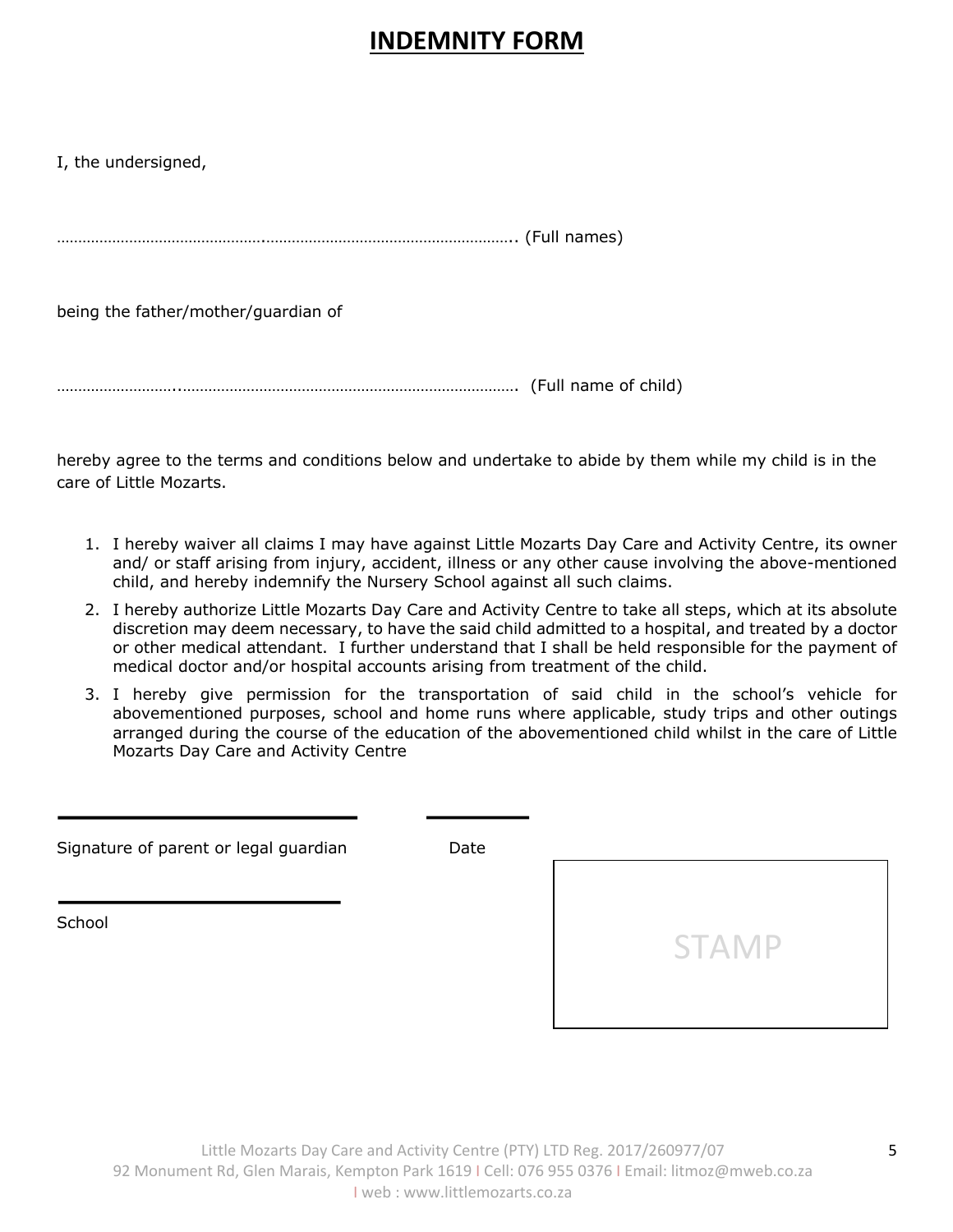# INDEMNITY FORM

I, the undersigned,

……………………………………….……………………………………………….. (Full names)

being the father/mother/guardian of

……………………..……………………………………………………………………. (Full name of child)

hereby agree to the terms and conditions below and undertake to abide by them while my child is in the care of Little Mozarts.

1. I hereby waiver all claims I may have against Little Mozarts Day Care and Activity Centre, its owner and/ or staff arising from injury, accident, illness or any other cause involving the above-mentioned child, and hereby indemnify the Nursery School against all such claims.
2. I hereby authorize Little Mozarts Day Care and Activity Centre to take all steps, which at its absolute discretion may deem necessary, to have the said child admitted to a hospital, and treated by a doctor or other medical attendant. I further understand that I shall be held responsible for the payment of medical doctor and/or hospital accounts arising from treatment of the child.
3. I hereby give permission for the transportation of said child in the school's vehicle for abovementioned purposes, school and home runs where applicable, study trips and other outings arranged during the course of the education of the abovementioned child whilst in the care of Little Mozarts Day Care and Activity Centre

\_\_\_\_\_\_\_\_\_\_\_\_\_\_\_\_\_\_\_\_\_\_\_\_\_\_\_\_ \_\_\_\_\_\_\_\_\_\_

Signature of parent or legal guardian Date

\_\_\_\_\_\_\_\_\_\_\_\_\_\_\_\_\_\_\_\_\_\_\_\_\_\_\_\_

School

STAMP

Little Mozarts Day Care and Activity Centre (PTY) LTD Reg. 2017/260977/07
92 Monument Rd, Glen Marais, Kempton Park 1619 I Cell: 076 955 0376 I Email: litmoz@mweb.co.za
I web : www.littlemozarts.co.za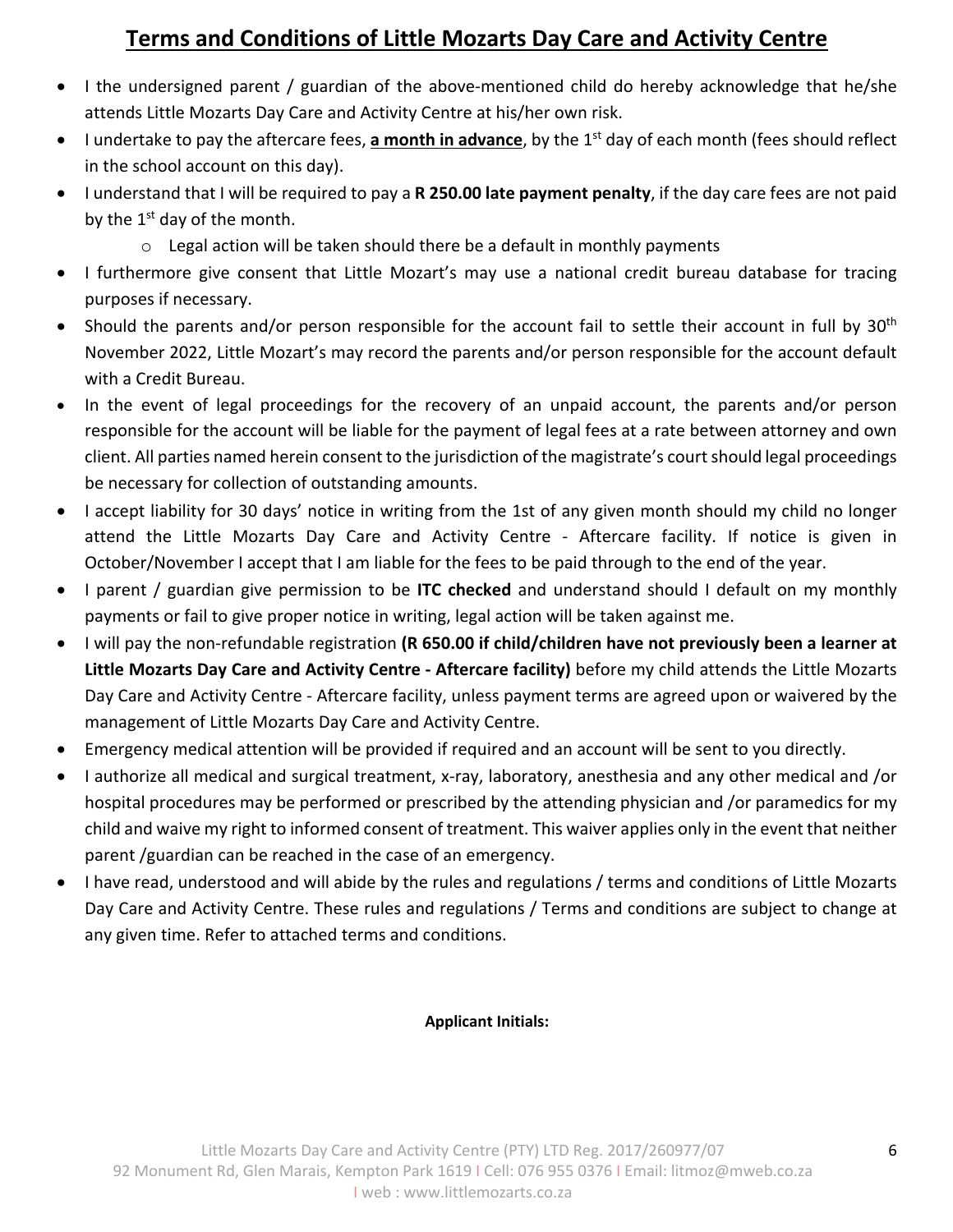# **Terms and Conditions of Little Mozarts Day Care and Activity Centre**

- I the undersigned parent / guardian of the above-mentioned child do hereby acknowledge that he/she attends Little Mozarts Day Care and Activity Centre at his/her own risk.
- I undertake to pay the aftercare fees, **a month in advance**, by the 1st day of each month (fees should reflect in the school account on this day).
- I understand that I will be required to pay a **R 250.00 late payment penalty**, if the day care fees are not paid by the 1st day of the month.
  - Legal action will be taken should there be a default in monthly payments
- I furthermore give consent that Little Mozart's may use a national credit bureau database for tracing purposes if necessary.
- Should the parents and/or person responsible for the account fail to settle their account in full by 30th November 2022, Little Mozart's may record the parents and/or person responsible for the account default with a Credit Bureau.
- In the event of legal proceedings for the recovery of an unpaid account, the parents and/or person responsible for the account will be liable for the payment of legal fees at a rate between attorney and own client. All parties named herein consent to the jurisdiction of the magistrate's court should legal proceedings be necessary for collection of outstanding amounts.
- I accept liability for 30 days' notice in writing from the 1st of any given month should my child no longer attend the Little Mozarts Day Care and Activity Centre - Aftercare facility. If notice is given in October/November I accept that I am liable for the fees to be paid through to the end of the year.
- I parent / guardian give permission to be **ITC checked** and understand should I default on my monthly payments or fail to give proper notice in writing, legal action will be taken against me.
- I will pay the non-refundable registration **(R 650.00 if child/children have not previously been a learner at Little Mozarts Day Care and Activity Centre - Aftercare facility)** before my child attends the Little Mozarts Day Care and Activity Centre - Aftercare facility, unless payment terms are agreed upon or waivered by the management of Little Mozarts Day Care and Activity Centre.
- Emergency medical attention will be provided if required and an account will be sent to you directly.
- I authorize all medical and surgical treatment, x-ray, laboratory, anesthesia and any other medical and /or hospital procedures may be performed or prescribed by the attending physician and /or paramedics for my child and waive my right to informed consent of treatment. This waiver applies only in the event that neither parent /guardian can be reached in the case of an emergency.
- I have read, understood and will abide by the rules and regulations / terms and conditions of Little Mozarts Day Care and Activity Centre. These rules and regulations / Terms and conditions are subject to change at any given time. Refer to attached terms and conditions.

**Applicant Initials:**

Little Mozarts Day Care and Activity Centre (PTY) LTD Reg. 2017/260977/07
92 Monument Rd, Glen Marais, Kempton Park 1619 I Cell: 076 955 0376 I Email: litmoz@mweb.co.za
I web : www.littlemozarts.co.za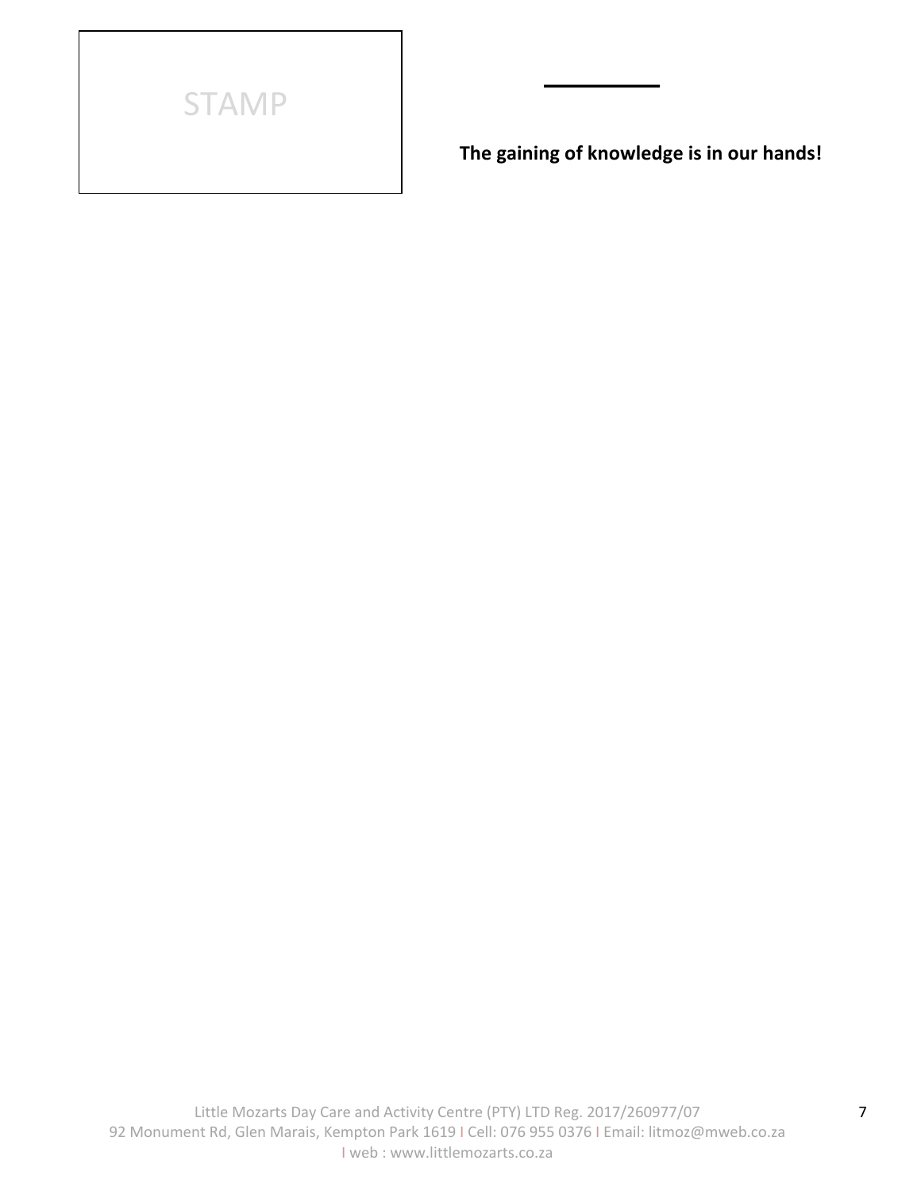STAMP

**The gaining of knowledge is in our hands!**